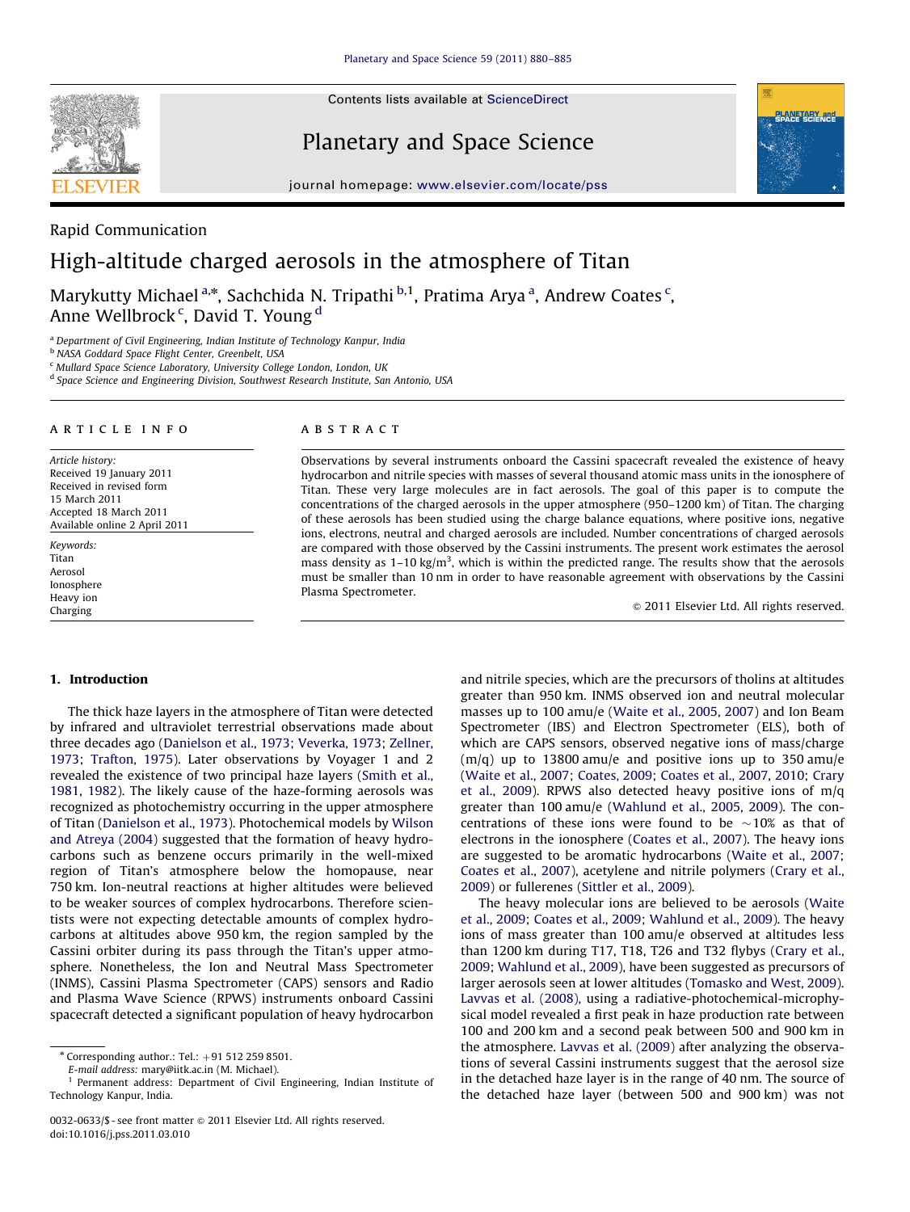Contents lists available at ScienceDirect

# Planetary and Space Science

journal homepage: www.elsevier.com/locate/pss

Rapid Communication

# High-altitude charged aerosols in the atmosphere of Titan

Marykutty Michael [a,*], Sachchida N. Tripathi [b,1], Pratima Arya [a], Andrew Coates [c], Anne Wellbrock [c], David T. Young [d]

[a] Department of Civil Engineering, Indian Institute of Technology Kanpur, India
[b] NASA Goddard Space Flight Center, Greenbelt, USA
[c] Mullard Space Science Laboratory, University College London, London, UK
[d] Space Science and Engineering Division, Southwest Research Institute, San Antonio, USA

## ARTICLE INFO

*Article history:*
Received 19 January 2011
Received in revised form
15 March 2011
Accepted 18 March 2011
Available online 2 April 2011

*Keywords:*
Titan
Aerosol
Ionosphere
Heavy ion
Charging

## ABSTRACT

Observations by several instruments onboard the Cassini spacecraft revealed the existence of heavy hydrocarbon and nitrile species with masses of several thousand atomic mass units in the ionosphere of Titan. These very large molecules are in fact aerosols. The goal of this paper is to compute the concentrations of the charged aerosols in the upper atmosphere (950–1200 km) of Titan. The charging of these aerosols has been studied using the charge balance equations, where positive ions, negative ions, electrons, neutral and charged aerosols are included. Number concentrations of charged aerosols are compared with those observed by the Cassini instruments. The present work estimates the aerosol mass density as 1–10 kg/m$^3$, which is within the predicted range. The results show that the aerosols must be smaller than 10 nm in order to have reasonable agreement with observations by the Cassini Plasma Spectrometer.

© 2011 Elsevier Ltd. All rights reserved.

## 1. Introduction

The thick haze layers in the atmosphere of Titan were detected by infrared and ultraviolet terrestrial observations made about three decades ago (Danielson et al., 1973; Veverka, 1973; Zellner, 1973; Trafton, 1975). Later observations by Voyager 1 and 2 revealed the existence of two principal haze layers (Smith et al., 1981, 1982). The likely cause of the haze-forming aerosols was recognized as photochemistry occurring in the upper atmosphere of Titan (Danielson et al., 1973). Photochemical models by Wilson and Atreya (2004) suggested that the formation of heavy hydrocarbons such as benzene occurs primarily in the well-mixed region of Titan's atmosphere below the homopause, near 750 km. Ion-neutral reactions at higher altitudes were believed to be weaker sources of complex hydrocarbons. Therefore scientists were not expecting detectable amounts of complex hydrocarbons at altitudes above 950 km, the region sampled by the Cassini orbiter during its pass through the Titan's upper atmosphere. Nonetheless, the Ion and Neutral Mass Spectrometer (INMS), Cassini Plasma Spectrometer (CAPS) sensors and Radio and Plasma Wave Science (RPWS) instruments onboard Cassini spacecraft detected a significant population of heavy hydrocarbon and nitrile species, which are the precursors of tholins at altitudes greater than 950 km. INMS observed ion and neutral molecular masses up to 100 amu/e (Waite et al., 2005, 2007) and Ion Beam Spectrometer (IBS) and Electron Spectrometer (ELS), both of which are CAPS sensors, observed negative ions of mass/charge (m/q) up to 13800 amu/e and positive ions up to 350 amu/e (Waite et al., 2007; Coates, 2009; Coates et al., 2007, 2010; Crary et al., 2009). RPWS also detected heavy positive ions of m/q greater than 100 amu/e (Wahlund et al., 2005, 2009). The concentrations of these ions were found to be ~10% as that of electrons in the ionosphere (Coates et al., 2007). The heavy ions are suggested to be aromatic hydrocarbons (Waite et al., 2007; Coates et al., 2007), acetylene and nitrile polymers (Crary et al., 2009) or fullerenes (Sittler et al., 2009).

The heavy molecular ions are believed to be aerosols (Waite et al., 2009; Coates et al., 2009; Wahlund et al., 2009). The heavy ions of mass greater than 100 amu/e observed at altitudes less than 1200 km during T17, T18, T26 and T32 flybys (Crary et al., 2009; Wahlund et al., 2009), have been suggested as precursors of larger aerosols seen at lower altitudes (Tomasko and West, 2009). Lavvas et al. (2008), using a radiative-photochemical-microphysical model revealed a first peak in haze production rate between 100 and 200 km and a second peak between 500 and 900 km in the atmosphere. Lavvas et al. (2009) after analyzing the observations of several Cassini instruments suggest that the aerosol size in the detached haze layer is in the range of 40 nm. The source of the detached haze layer (between 500 and 900 km) was not

---

* Corresponding author.: Tel.: +91 512 259 8501.
E-mail address: mary@iitk.ac.in (M. Michael).
[1] Permanent address: Department of Civil Engineering, Indian Institute of Technology Kanpur, India.

0032-0633/$ - see front matter © 2011 Elsevier Ltd. All rights reserved.
doi:10.1016/j.pss.2011.03.010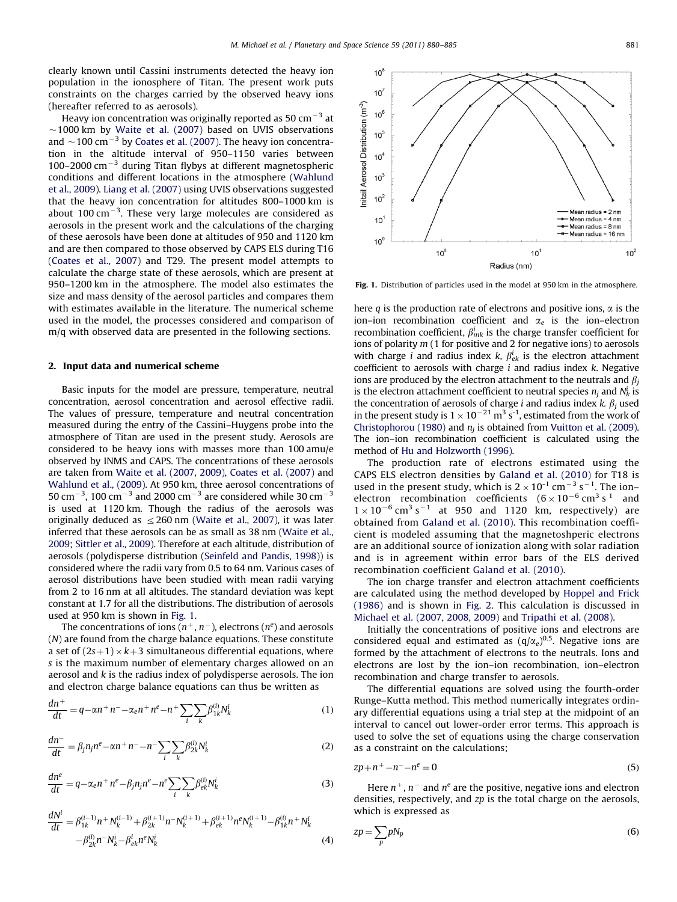clearly known until Cassini instruments detected the heavy ion population in the ionosphere of Titan. The present work puts constraints on the charges carried by the observed heavy ions (hereafter referred to as aerosols).

Heavy ion concentration was originally reported as 50 $cm^{-3}$ at ~1000 km by Waite et al. (2007) based on UVIS observations and ~100 $cm^{-3}$ by Coates et al. (2007). The heavy ion concentration in the altitude interval of 950–1150 varies between 100–2000 $cm^{-3}$ during Titan flybys at different magnetospheric conditions and different locations in the atmosphere (Wahlund et al., 2009). Liang et al. (2007) using UVIS observations suggested that the heavy ion concentration for altitudes 800–1000 km is about 100 $cm^{-3}$. These very large molecules are considered as aerosols in the present work and the calculations of the charging of these aerosols have been done at altitudes of 950 and 1120 km and are then compared to those observed by CAPS ELS during T16 (Coates et al., 2007) and T29. The present model attempts to calculate the charge state of these aerosols, which are present at 950–1200 km in the atmosphere. The model also estimates the size and mass density of the aerosol particles and compares them with estimates available in the literature. The numerical scheme used in the model, the processes considered and comparison of m/q with observed data are presented in the following sections.

## 2. Input data and numerical scheme

Basic inputs for the model are pressure, temperature, neutral concentration, aerosol concentration and aerosol effective radii. The values of pressure, temperature and neutral concentration measured during the entry of the Cassini–Huygens probe into the atmosphere of Titan are used in the present study. Aerosols are considered to be heavy ions with masses more than 100 amu/e observed by INMS and CAPS. The concentrations of these aerosols are taken from Waite et al. (2007, 2009), Coates et al. (2007) and Wahlund et al., (2009). At 950 km, three aerosol concentrations of 50 $cm^{-3}$, 100 $cm^{-3}$ and 2000 $cm^{-3}$ are considered while 30 $cm^{-3}$ is used at 1120 km. Though the radius of the aerosols was originally deduced as ≤260 nm (Waite et al., 2007), it was later inferred that these aerosols can be as small as 38 nm (Waite et al., 2009; Sittler et al., 2009). Therefore at each altitude, distribution of aerosols (polydisperse distribution (Seinfeld and Pandis, 1998)) is considered where the radii vary from 0.5 to 64 nm. Various cases of aerosol distributions have been studied with mean radii varying from 2 to 16 nm at all altitudes. The standard deviation was kept constant at 1.7 for all the distributions. The distribution of aerosols used at 950 km is shown in Fig. 1.

The concentrations of ions ($n^+$, $n^-$), electrons ($n^e$) and aerosols ($N$) are found from the charge balance equations. These constitute a set of $(2s+1)\times k+3$ simultaneous differential equations, where $s$ is the maximum number of elementary charges allowed on an aerosol and $k$ is the radius index of polydisperse aerosols. The ion and electron charge balance equations can thus be written as

$$\frac{dn^+}{dt} = q - \alpha n^+ n^- - \alpha_e n^+ n^e - n^+ \sum_i \sum_k \beta_{1k}^{(i)} N_k^i \quad (1)$$

$$\frac{dn^-}{dt} = \beta_j n_j n^e - \alpha n^+ n^- - n^- \sum_i \sum_k \beta_{2k}^{(i)} N_k^i \quad (2)$$

$$\frac{dn^e}{dt} = q - \alpha_e n^+ n^e - \beta_j n_j n^e - n^e \sum_i \sum_k \beta_{ek}^{(i)} N_k^i \quad (3)$$

$$\frac{dN^i}{dt} = \beta_{1k}^{(i-1)} n^+ N_k^{(i-1)} + \beta_{2k}^{(i+1)} n^- N_k^{(i+1)} + \beta_{ek}^{(i+1)} n^e N_k^{(i+1)} - \beta_{1k}^{(i)} n^+ N_k^i - \beta_{2k}^{(i)} n^- N_k^i - \beta_{ek}^{i} n^e N_k^i \quad (4)$$

Fig. 1. Distribution of particles used in the model at 950 km in the atmosphere.

here $q$ is the production rate of electrons and positive ions, $\alpha$ is the ion–ion recombination coefficient and $\alpha_e$ is the ion–electron recombination coefficient, $\beta_{mk}^i$ is the charge transfer coefficient for ions of polarity $m$ (1 for positive and 2 for negative ions) to aerosols with charge $i$ and radius index $k$, $\beta_{ek}^i$ is the electron attachment coefficient to aerosols with charge $i$ and radius index $k$. Negative ions are produced by the electron attachment to the neutrals and $\beta_j$ is the electron attachment coefficient to neutral species $n_j$ and $N_k^i$ is the concentration of aerosols of charge $i$ and radius index $k$. $\beta_j$ used in the present study is $1\times10^{-21}$ $m^3$ $s^{-1}$, estimated from the work of Christophorou (1980) and $n_j$ is obtained from Vuitton et al. (2009). The ion–ion recombination coefficient is calculated using the method of Hu and Holzworth (1996).

The production rate of electrons estimated using the CAPS ELS electron densities by Galand et al. (2010) for T18 is used in the present study, which is $2\times10^{-1}$ $cm^{-3}$ $s^{-1}$. The ion–electron recombination coefficients ($6\times10^{-6}$ $cm^3$ $s^{1}$ and $1\times10^{-6}$ $cm^3$ $s^{-1}$ at 950 and 1120 km, respectively) are obtained from Galand et al. (2010). This recombination coefficient is modeled assuming that the magnetoshperic electrons are an additional source of ionization along with solar radiation and is in agreement within error bars of the ELS derived recombination coefficient Galand et al. (2010).

The ion charge transfer and electron attachment coefficients are calculated using the method developed by Hoppel and Frick (1986) and is shown in Fig. 2. This calculation is discussed in Michael et al. (2007, 2008, 2009) and Tripathi et al. (2008).

Initially the concentrations of positive ions and electrons are considered equal and estimated as $(q/\alpha_e)^{0.5}$. Negative ions are formed by the attachment of electrons to the neutrals. Ions and electrons are lost by the ion–ion recombination, ion–electron recombination and charge transfer to aerosols.

The differential equations are solved using the fourth-order Runge–Kutta method. This method numerically integrates ordinary differential equations using a trial step at the midpoint of an interval to cancel out lower-order error terms. This approach is used to solve the set of equations using the charge conservation as a constraint on the calculations;

$$zp + n^+ - n^- - n^e = 0 \quad (5)$$

Here $n^+$, $n^-$ and $n^e$ are the positive, negative ions and electron densities, respectively, and $zp$ is the total charge on the aerosols, which is expressed as

$$zp = \sum_p p N_p \quad (6)$$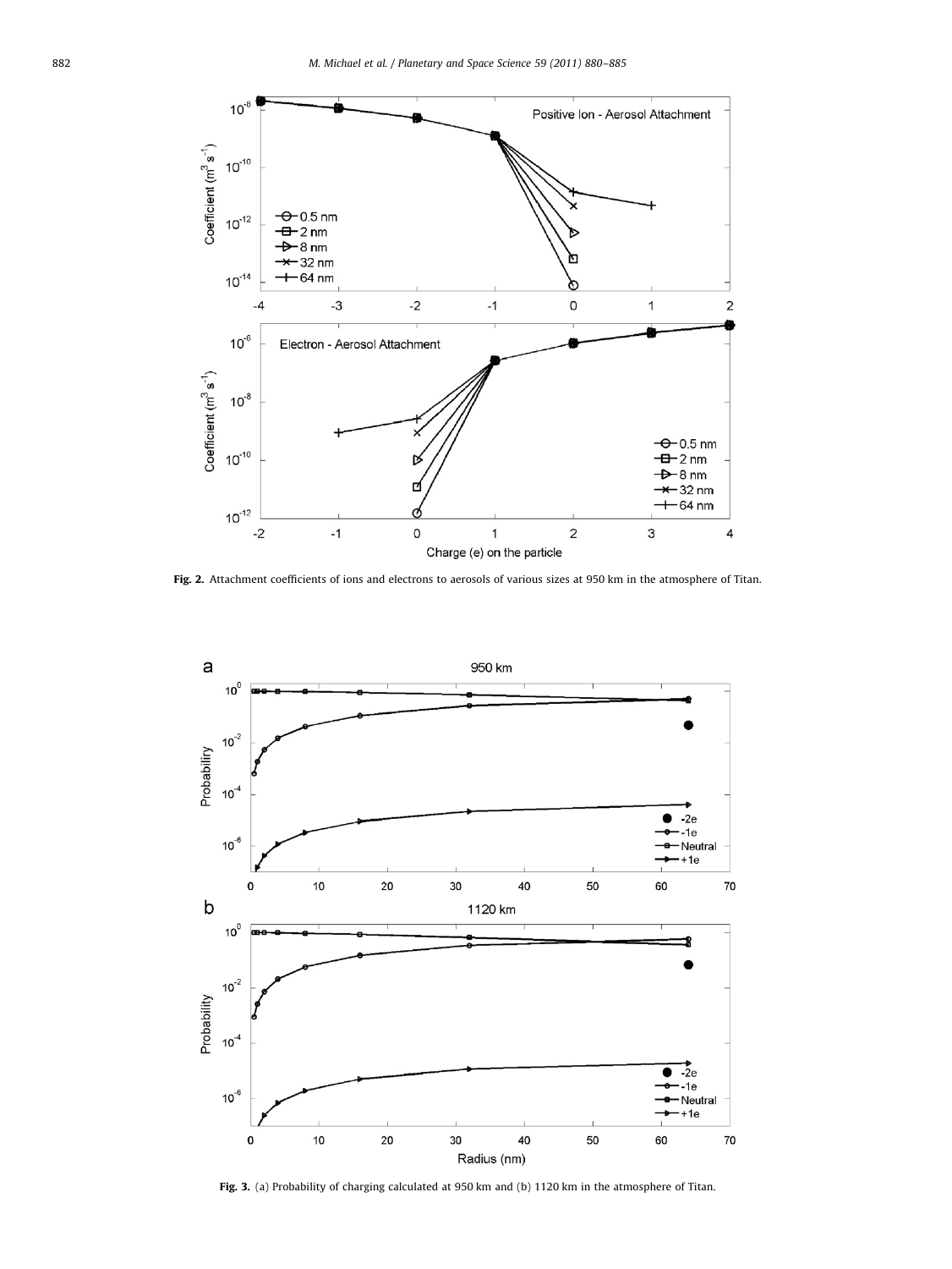**Fig. 2.** Attachment coefficients of ions and electrons to aerosols of various sizes at 950 km in the atmosphere of Titan.

**Fig. 3.** (a) Probability of charging calculated at 950 km and (b) 1120 km in the atmosphere of Titan.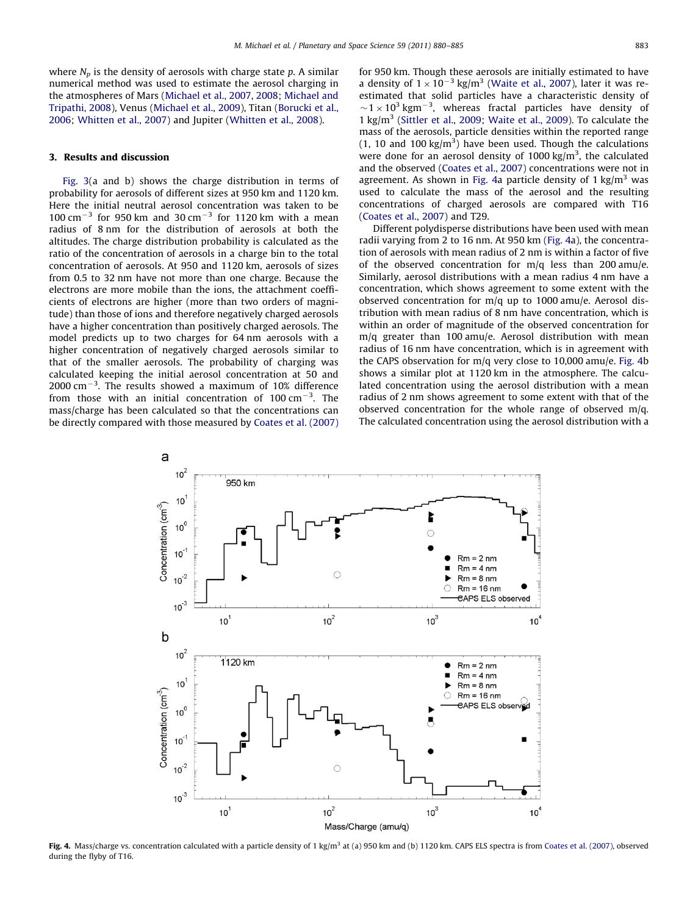where $N_p$ is the density of aerosols with charge state $p$. A similar numerical method was used to estimate the aerosol charging in the atmospheres of Mars (Michael et al., 2007, 2008; Michael and Tripathi, 2008), Venus (Michael et al., 2009), Titan (Borucki et al., 2006; Whitten et al., 2007) and Jupiter (Whitten et al., 2008).

## 3. Results and discussion

Fig. 3(a and b) shows the charge distribution in terms of probability for aerosols of different sizes at 950 km and 1120 km. Here the initial neutral aerosol concentration was taken to be 100 $cm^{-3}$ for 950 km and 30 $cm^{-3}$ for 1120 km with a mean radius of 8 nm for the distribution of aerosols at both the altitudes. The charge distribution probability is calculated as the ratio of the concentration of aerosols in a charge bin to the total concentration of aerosols. At 950 and 1120 km, aerosols of sizes from 0.5 to 32 nm have not more than one charge. Because the electrons are more mobile than the ions, the attachment coefficients of electrons are higher (more than two orders of magnitude) than those of ions and therefore negatively charged aerosols have a higher concentration than positively charged aerosols. The model predicts up to two charges for 64 nm aerosols with a higher concentration of negatively charged aerosols similar to that of the smaller aerosols. The probability of charging was calculated keeping the initial aerosol concentration at 50 and 2000 $cm^{-3}$. The results showed a maximum of 10% difference from those with an initial concentration of 100 $cm^{-3}$. The mass/charge has been calculated so that the concentrations can be directly compared with those measured by Coates et al. (2007) for 950 km. Though these aerosols are initially estimated to have a density of $1\times10^{-3}$ kg/$m^3$ (Waite et al., 2007), later it was re-estimated that solid particles have a characteristic density of $\sim1\times10^{3}$ $kgm^{-3}$, whereas fractal particles have density of 1 kg/$m^3$ (Sittler et al., 2009; Waite et al., 2009). To calculate the mass of the aerosols, particle densities within the reported range (1, 10 and 100 kg/$m^3$) have been used. Though the calculations were done for an aerosol density of 1000 kg/$m^3$, the calculated and the observed (Coates et al., 2007) concentrations were not in agreement. As shown in Fig. 4a particle density of 1 kg/$m^3$ was used to calculate the mass of the aerosol and the resulting concentrations of charged aerosols are compared with T16 (Coates et al., 2007) and T29.

Different polydisperse distributions have been used with mean radii varying from 2 to 16 nm. At 950 km (Fig. 4a), the concentration of aerosols with mean radius of 2 nm is within a factor of five of the observed concentration for m/q less than 200 amu/e. Similarly, aerosol distributions with a mean radius 4 nm have a concentration, which shows agreement to some extent with the observed concentration for m/q up to 1000 amu/e. Aerosol distribution with mean radius of 8 nm have concentration, which is within an order of magnitude of the observed concentration for m/q greater than 100 amu/e. Aerosol distribution with mean radius of 16 nm have concentration, which is in agreement with the CAPS observation for m/q very close to 10,000 amu/e. Fig. 4b shows a similar plot at 1120 km in the atmosphere. The calculated concentration using the aerosol distribution with a mean radius of 2 nm shows agreement to some extent with that of the observed concentration for the whole range of observed m/q. The calculated concentration using the aerosol distribution with a

Fig. 4. Mass/charge vs. concentration calculated with a particle density of 1 kg/$m^3$ at (a) 950 km and (b) 1120 km. CAPS ELS spectra is from Coates et al. (2007), observed during the flyby of T16.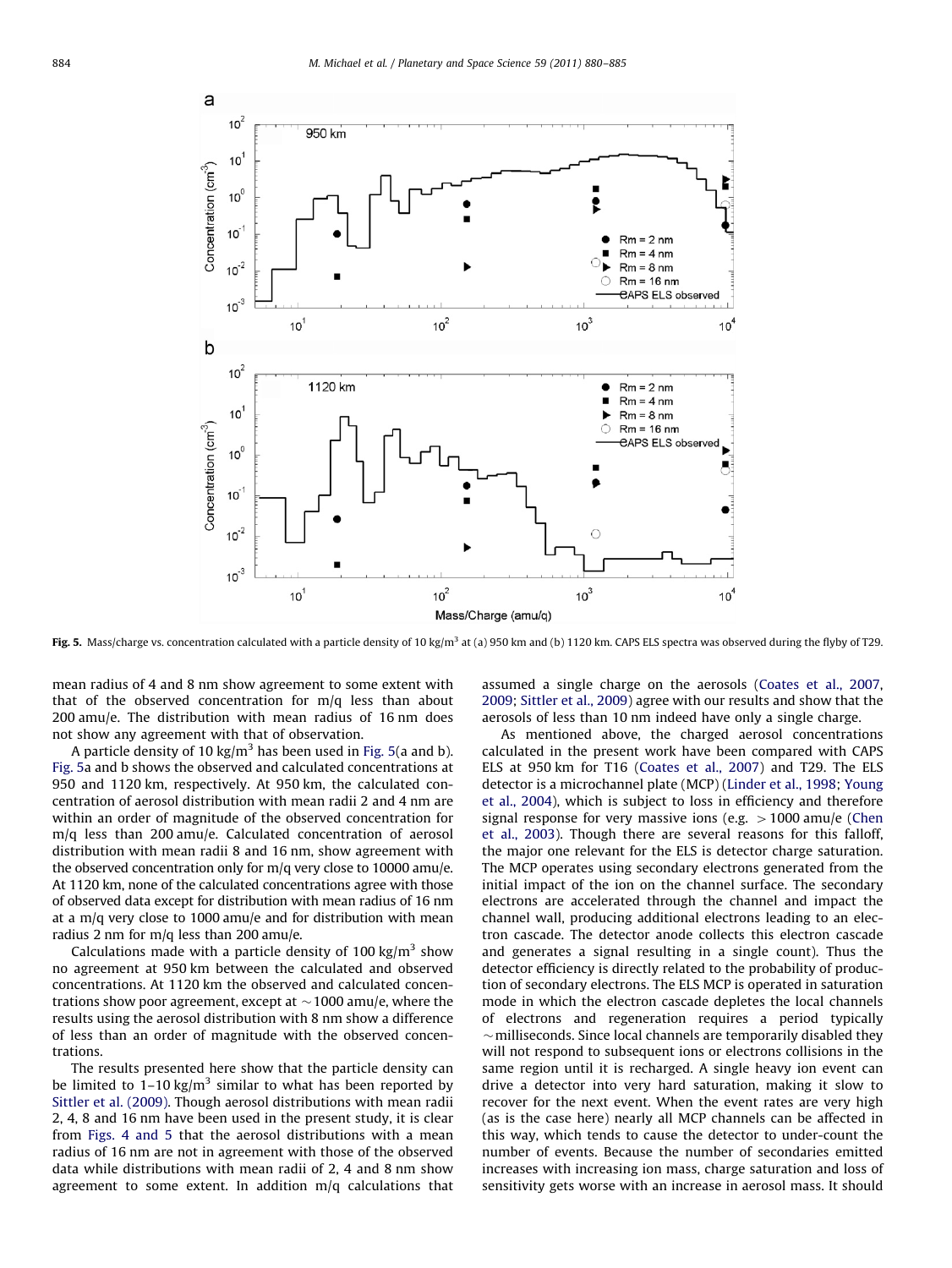Fig. 5. Mass/charge vs. concentration calculated with a particle density of 10 kg/m$^3$ at (a) 950 km and (b) 1120 km. CAPS ELS spectra was observed during the flyby of T29.

mean radius of 4 and 8 nm show agreement to some extent with that of the observed concentration for m/q less than about 200 amu/e. The distribution with mean radius of 16 nm does not show any agreement with that of observation.

A particle density of 10 kg/m$^3$ has been used in Fig. 5(a and b). Fig. 5a and b shows the observed and calculated concentrations at 950 and 1120 km, respectively. At 950 km, the calculated concentration of aerosol distribution with mean radii 2 and 4 nm are within an order of magnitude of the observed concentration for m/q less than 200 amu/e. Calculated concentration of aerosol distribution with mean radii 8 and 16 nm, show agreement with the observed concentration only for m/q very close to 10000 amu/e. At 1120 km, none of the calculated concentrations agree with those of observed data except for distribution with mean radius of 16 nm at a m/q very close to 1000 amu/e and for distribution with mean radius 2 nm for m/q less than 200 amu/e.

Calculations made with a particle density of 100 kg/m$^3$ show no agreement at 950 km between the calculated and observed concentrations. At 1120 km the observed and calculated concentrations show poor agreement, except at ~1000 amu/e, where the results using the aerosol distribution with 8 nm show a difference of less than an order of magnitude with the observed concentrations.

The results presented here show that the particle density can be limited to 1–10 kg/m$^3$ similar to what has been reported by Sittler et al. (2009). Though aerosol distributions with mean radii 2, 4, 8 and 16 nm have been used in the present study, it is clear from Figs. 4 and 5 that the aerosol distributions with a mean radius of 16 nm are not in agreement with those of the observed data while distributions with mean radii of 2, 4 and 8 nm show agreement to some extent. In addition m/q calculations that assumed a single charge on the aerosols (Coates et al., 2007, 2009; Sittler et al., 2009) agree with our results and show that the aerosols of less than 10 nm indeed have only a single charge.

As mentioned above, the charged aerosol concentrations calculated in the present work have been compared with CAPS ELS at 950 km for T16 (Coates et al., 2007) and T29. The ELS detector is a microchannel plate (MCP) (Linder et al., 1998; Young et al., 2004), which is subject to loss in efficiency and therefore signal response for very massive ions (e.g. >1000 amu/e (Chen et al., 2003). Though there are several reasons for this falloff, the major one relevant for the ELS is detector charge saturation. The MCP operates using secondary electrons generated from the initial impact of the ion on the channel surface. The secondary electrons are accelerated through the channel and impact the channel wall, producing additional electrons leading to an electron cascade. The detector anode collects this electron cascade and generates a signal resulting in a single count). Thus the detector efficiency is directly related to the probability of production of secondary electrons. The ELS MCP is operated in saturation mode in which the electron cascade depletes the local channels of electrons and regeneration requires a period typically ~milliseconds. Since local channels are temporarily disabled they will not respond to subsequent ions or electrons collisions in the same region until it is recharged. A single heavy ion event can drive a detector into very hard saturation, making it slow to recover for the next event. When the event rates are very high (as is the case here) nearly all MCP channels can be affected in this way, which tends to cause the detector to under-count the number of events. Because the number of secondaries emitted increases with increasing ion mass, charge saturation and loss of sensitivity gets worse with an increase in aerosol mass. It should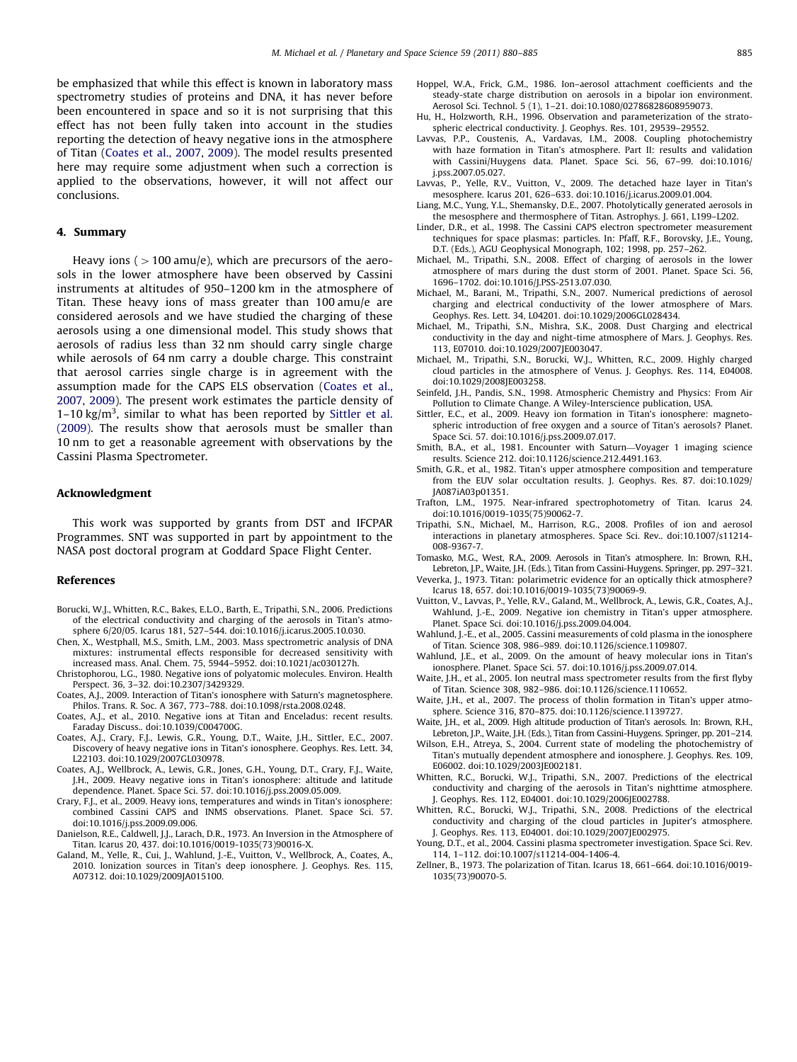be emphasized that while this effect is known in laboratory mass spectrometry studies of proteins and DNA, it has never before been encountered in space and so it is not surprising that this effect has not been fully taken into account in the studies reporting the detection of heavy negative ions in the atmosphere of Titan (Coates et al., 2007, 2009). The model results presented here may require some adjustment when such a correction is applied to the observations, however, it will not affect our conclusions.

## 4. Summary

Heavy ions (>100 amu/e), which are precursors of the aerosols in the lower atmosphere have been observed by Cassini instruments at altitudes of 950–1200 km in the atmosphere of Titan. These heavy ions of mass greater than 100 amu/e are considered aerosols and we have studied the charging of these aerosols using a one dimensional model. This study shows that aerosols of radius less than 32 nm should carry single charge while aerosols of 64 nm carry a double charge. This constraint that aerosol carries single charge is in agreement with the assumption made for the CAPS ELS observation (Coates et al., 2007, 2009). The present work estimates the particle density of 1–10 kg/m$^3$, similar to what has been reported by Sittler et al. (2009). The results show that aerosols must be smaller than 10 nm to get a reasonable agreement with observations by the Cassini Plasma Spectrometer.

## Acknowledgment

This work was supported by grants from DST and IFCPAR Programmes. SNT was supported in part by appointment to the NASA post doctoral program at Goddard Space Flight Center.

## References

Borucki, W.J., Whitten, R.C., Bakes, E.L.O., Barth, E., Tripathi, S.N., 2006. Predictions of the electrical conductivity and charging of the aerosols in Titan's atmosphere 6/20/05. Icarus 181, 527–544. doi:10.1016/j.icarus.2005.10.030.

Chen, X., Westphall, M.S., Smith, L.M., 2003. Mass spectrometric analysis of DNA mixtures: instrumental effects responsible for decreased sensitivity with increased mass. Anal. Chem. 75, 5944–5952. doi:10.1021/ac030127h.

Christophorou, L.G., 1980. Negative ions of polyatomic molecules. Environ. Health Perspect. 36, 3–32. doi:10.2307/3429329.

Coates, A.J., 2009. Interaction of Titan's ionosphere with Saturn's magnetosphere. Philos. Trans. R. Soc. A 367, 773–788. doi:10.1098/rsta.2008.0248.

Coates, A.J., et al., 2010. Negative ions at Titan and Enceladus: recent results. Faraday Discuss.. doi:10.1039/C004700G.

Coates, A.J., Crary, F.J., Lewis, G.R., Young, D.T., Waite, J.H., Sittler, E.C., 2007. Discovery of heavy negative ions in Titan's ionosphere. Geophys. Res. Lett. 34, L22103. doi:10.1029/2007GL030978.

Coates, A.J., Wellbrock, A., Lewis, G.R., Jones, G.H., Young, D.T., Crary, F.J., Waite, J.H., 2009. Heavy negative ions in Titan's ionosphere: altitude and latitude dependence. Planet. Space Sci. 57. doi:10.1016/j.pss.2009.05.009.

Crary, F.J., et al., 2009. Heavy ions, temperatures and winds in Titan's ionosphere: combined Cassini CAPS and INMS observations. Planet. Space Sci. 57. doi:10.1016/j.pss.2009.09.006.

Danielson, R.E., Caldwell, J.J., Larach, D.R., 1973. An Inversion in the Atmosphere of Titan. Icarus 20, 437. doi:10.1016/0019-1035(73)90016-X.

Galand, M., Yelle, R., Cui, J., Wahlund, J.-E., Vuitton, V., Wellbrock, A., Coates, A., 2010. Ionization sources in Titan's deep ionosphere. J. Geophys. Res. 115, A07312. doi:10.1029/2009JA015100.

Hoppel, W.A., Frick, G.M., 1986. Ion–aerosol attachment coefficients and the steady-state charge distribution on aerosols in a bipolar ion environment. Aerosol Sci. Technol. 5 (1), 1–21. doi:10.1080/02786828608959073.

Hu, H., Holzworth, R.H., 1996. Observation and parameterization of the stratospheric electrical conductivity. J. Geophys. Res. 101, 29539–29552.

Lavvas, P.P., Coustenis, A., Vardavas, I.M., 2008. Coupling photochemistry with haze formation in Titan's atmosphere. Part II: results and validation with Cassini/Huygens data. Planet. Space Sci. 56, 67–99. doi:10.1016/j.pss.2007.05.027.

Lavvas, P., Yelle, R.V., Vuitton, V., 2009. The detached haze layer in Titan's mesosphere. Icarus 201, 626–633. doi:10.1016/j.icarus.2009.01.004.

Liang, M.C., Yung, Y.L., Shemansky, D.E., 2007. Photolytically generated aerosols in the mesosphere and thermosphere of Titan. Astrophys. J. 661, L199–L202.

Linder, D.R., et al., 1998. The Cassini CAPS electron spectrometer measurement techniques for space plasmas: particles. In: Pfaff, R.F., Borovsky, J.E., Young, D.T. (Eds.), AGU Geophysical Monograph, 102; 1998, pp. 257–262.

Michael, M., Tripathi, S.N., 2008. Effect of charging of aerosols in the lower atmosphere of mars during the dust storm of 2001. Planet. Space Sci. 56, 1696–1702. doi:10.1016/J.PSS-2513.07.030.

Michael, M., Barani, M., Tripathi, S.N., 2007. Numerical predictions of aerosol charging and electrical conductivity of the lower atmosphere of Mars. Geophys. Res. Lett. 34, L04201. doi:10.1029/2006GL028434.

Michael, M., Tripathi, S.N., Mishra, S.K., 2008. Dust Charging and electrical conductivity in the day and night-time atmosphere of Mars. J. Geophys. Res. 113, E07010. doi:10.1029/2007JE003047.

Michael, M., Tripathi, S.N., Borucki, W.J., Whitten, R.C., 2009. Highly charged cloud particles in the atmosphere of Venus. J. Geophys. Res. 114, E04008. doi:10.1029/2008JE003258.

Seinfeld, J.H., Pandis, S.N., 1998. Atmospheric Chemistry and Physics: From Air Pollution to Climate Change. A Wiley-Interscience publication, USA.

Sittler, E.C., et al., 2009. Heavy ion formation in Titan's ionosphere: magnetospheric introduction of free oxygen and a source of Titan's aerosols? Planet. Space Sci. 57. doi:10.1016/j.pss.2009.07.017.

Smith, B.A., et al., 1981. Encounter with Saturn—Voyager 1 imaging science results. Science 212. doi:10.1126/science.212.4491.163.

Smith, G.R., et al., 1982. Titan's upper atmosphere composition and temperature from the EUV solar occultation results. J. Geophys. Res. 87. doi:10.1029/JA087iA03p01351.

Trafton, L.M., 1975. Near-infrared spectrophotometry of Titan. Icarus 24. doi:10.1016/0019-1035(75)90062-7.

Tripathi, S.N., Michael, M., Harrison, R.G., 2008. Profiles of ion and aerosol interactions in planetary atmospheres. Space Sci. Rev.. doi:10.1007/s11214-008-9367-7.

Tomasko, M.G., West, R.A., 2009. Aerosols in Titan's atmosphere. In: Brown, R.H., Lebreton, J.P., Waite, J.H. (Eds.), Titan from Cassini-Huygens. Springer, pp. 297–321.

Veverka, J., 1973. Titan: polarimetric evidence for an optically thick atmosphere? Icarus 18, 657. doi:10.1016/0019-1035(73)90069-9.

Vuitton, V., Lavvas, P., Yelle, R.V., Galand, M., Wellbrock, A., Lewis, G.R., Coates, A.J., Wahlund, J.-E., 2009. Negative ion chemistry in Titan's upper atmosphere. Planet. Space Sci. doi:10.1016/j.pss.2009.04.004.

Wahlund, J.-E., et al., 2005. Cassini measurements of cold plasma in the ionosphere of Titan. Science 308, 986–989. doi:10.1126/science.1109807.

Wahlund, J.E., et al., 2009. On the amount of heavy molecular ions in Titan's ionosphere. Planet. Space Sci. 57. doi:10.1016/j.pss.2009.07.014.

Waite, J.H., et al., 2005. Ion neutral mass spectrometer results from the first flyby of Titan. Science 308, 982–986. doi:10.1126/science.1110652.

Waite, J.H., et al., 2007. The process of tholin formation in Titan's upper atmosphere. Science 316, 870–875. doi:10.1126/science.1139727.

Waite, J.H., et al., 2009. High altitude production of Titan's aerosols. In: Brown, R.H., Lebreton, J.P., Waite, J.H. (Eds.), Titan from Cassini-Huygens. Springer, pp. 201–214.

Wilson, E.H., Atreya, S., 2004. Current state of modeling the photochemistry of Titan's mutually dependent atmosphere and ionosphere. J. Geophys. Res. 109, E06002. doi:10.1029/2003JE002181.

Whitten, R.C., Borucki, W.J., Tripathi, S.N., 2007. Predictions of the electrical conductivity and charging of the aerosols in Titan's nighttime atmosphere. J. Geophys. Res. 112, E04001. doi:10.1029/2006JE002788.

Whitten, R.C., Borucki, W.J., Tripathi, S.N., 2008. Predictions of the electrical conductivity and charging of the cloud particles in Jupiter's atmosphere. J. Geophys. Res. 113, E04001. doi:10.1029/2007JE002975.

Young, D.T., et al., 2004. Cassini plasma spectrometer investigation. Space Sci. Rev. 114, 1–112. doi:10.1007/s11214-004-1406-4.

Zellner, B., 1973. The polarization of Titan. Icarus 18, 661–664. doi:10.1016/0019-1035(73)90070-5.